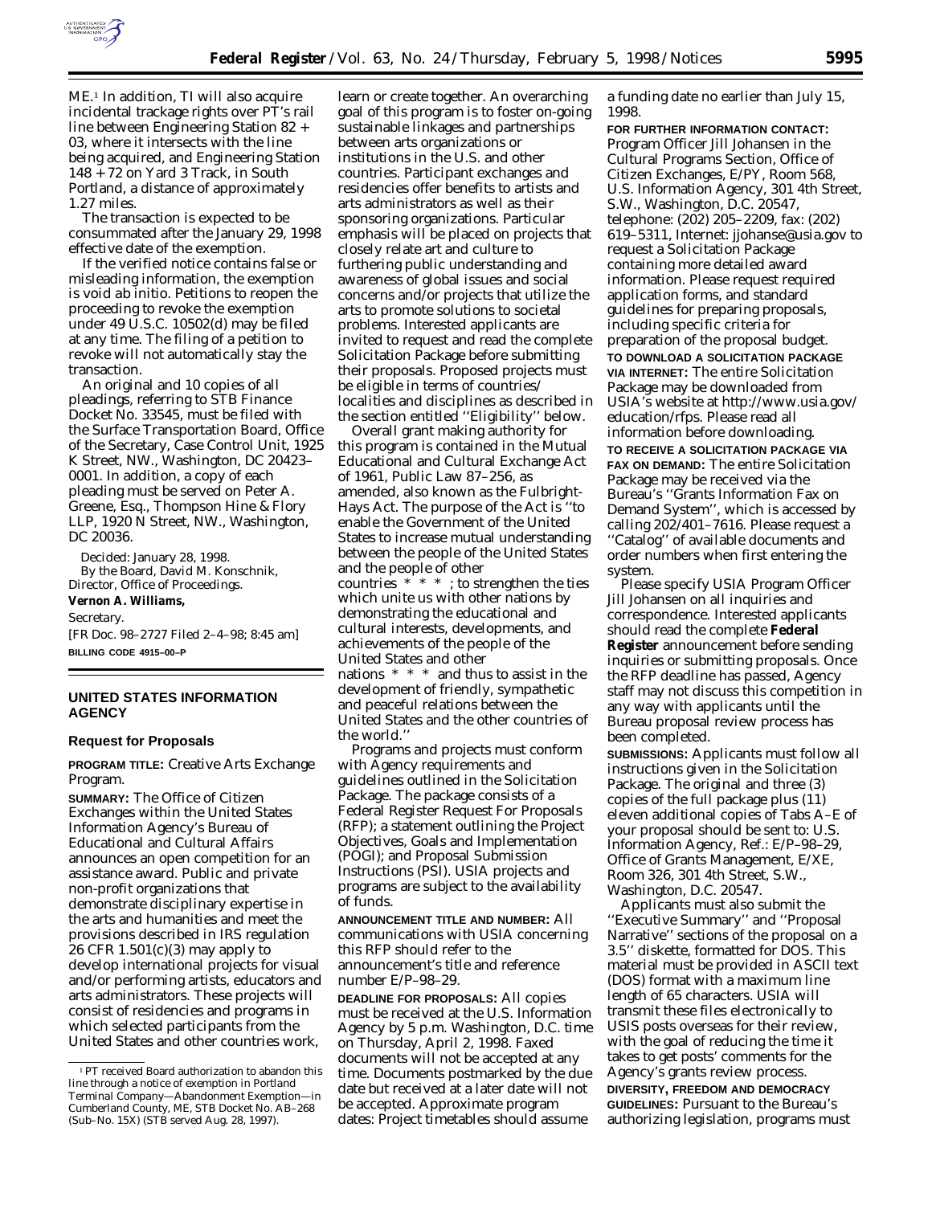ME.[1] In addition, TI will also acquire incidental trackage rights over PT's rail line between Engineering Station 82 + 03, where it intersects with the line being acquired, and Engineering Station 148 + 72 on Yard 3 Track, in South Portland, a distance of approximately 1.27 miles.

The transaction is expected to be consummated after the January 29, 1998 effective date of the exemption.

If the verified notice contains false or misleading information, the exemption is void ab initio. Petitions to reopen the proceeding to revoke the exemption under 49 U.S.C. 10502(d) may be filed at any time. The filing of a petition to revoke will not automatically stay the transaction.

An original and 10 copies of all pleadings, referring to STB Finance Docket No. 33545, must be filed with the Surface Transportation Board, Office of the Secretary, Case Control Unit, 1925 K Street, NW., Washington, DC 20423–0001. In addition, a copy of each pleading must be served on Peter A. Greene, Esq., Thompson Hine & Flory LLP, 1920 N Street, NW., Washington, DC 20036.

Decided: January 28, 1998.

By the Board, David M. Konschnik, Director, Office of Proceedings.

**Vernon A. Williams,**

*Secretary.*

[FR Doc. 98–2727 Filed 2–4–98; 8:45 am]

**BILLING CODE 4915–00–P**

[1] PT received Board authorization to abandon this line through a notice of exemption in Portland Terminal Company—Abandonment Exemption—in Cumberland County, ME, STB Docket No. AB–268 (Sub–No. 15X) (STB served Aug. 28, 1997).

## UNITED STATES INFORMATION AGENCY

### Request for Proposals

**PROGRAM TITLE:** Creative Arts Exchange Program.

**SUMMARY:** The Office of Citizen Exchanges within the United States Information Agency's Bureau of Educational and Cultural Affairs announces an open competition for an assistance award. Public and private non-profit organizations that demonstrate disciplinary expertise in the arts and humanities and meet the provisions described in IRS regulation 26 CFR 1.501(c)(3) may apply to develop international projects for visual and/or performing artists, educators and arts administrators. These projects will consist of residencies and programs in which selected participants from the United States and other countries work, learn or create together. An overarching goal of this program is to foster on-going sustainable linkages and partnerships between arts organizations or institutions in the U.S. and other countries. Participant exchanges and residencies offer benefits to artists and arts administrators as well as their sponsoring organizations. Particular emphasis will be placed on projects that closely relate art and culture to furthering public understanding and awareness of global issues and social concerns and/or projects that utilize the arts to promote solutions to societal problems. Interested applicants are invited to request and read the complete Solicitation Package before submitting their proposals. Proposed projects must be eligible in terms of countries/localities and disciplines as described in the section entitled "Eligibility" below.

Overall grant making authority for this program is contained in the Mutual Educational and Cultural Exchange Act of 1961, Public Law 87–256, as amended, also known as the Fulbright-Hays Act. The purpose of the Act is "to enable the Government of the United States to increase mutual understanding between the people of the United States and the people of other countries * * * ; to strengthen the ties which unite us with other nations by demonstrating the educational and cultural interests, developments, and achievements of the people of the United States and other nations * * * and thus to assist in the development of friendly, sympathetic and peaceful relations between the United States and the other countries of the world."

Programs and projects must conform with Agency requirements and guidelines outlined in the Solicitation Package. The package consists of a Federal Register Request For Proposals (RFP); a statement outlining the Project Objectives, Goals and Implementation (POGI); and Proposal Submission Instructions (PSI). USIA projects and programs are subject to the availability of funds.

**ANNOUNCEMENT TITLE AND NUMBER:** All communications with USIA concerning this RFP should refer to the announcement's title and reference number E/P–98–29.

**DEADLINE FOR PROPOSALS:** All copies must be received at the U.S. Information Agency by 5 p.m. Washington, D.C. time on Thursday, April 2, 1998. Faxed documents will not be accepted at any time. Documents postmarked by the due date but received at a later date will not be accepted. Approximate program dates: Project timetables should assume a funding date no earlier than July 15, 1998.

**FOR FURTHER INFORMATION CONTACT:** Program Officer Jill Johansen in the Cultural Programs Section, Office of Citizen Exchanges, E/PY, Room 568, U.S. Information Agency, 301 4th Street, S.W., Washington, D.C. 20547, telephone: (202) 205–2209, fax: (202) 619–5311, Internet: jjohanse@usia.gov to request a Solicitation Package containing more detailed award information. Please request required application forms, and standard guidelines for preparing proposals, including specific criteria for preparation of the proposal budget.

**TO DOWNLOAD A SOLICITATION PACKAGE VIA INTERNET:** The entire Solicitation Package may be downloaded from USIA's website at http://www.usia.gov/education/rfps. Please read all information before downloading.

**TO RECEIVE A SOLICITATION PACKAGE VIA FAX ON DEMAND:** The entire Solicitation Package may be received via the Bureau's "Grants Information Fax on Demand System", which is accessed by calling 202/401–7616. Please request a "Catalog" of available documents and order numbers when first entering the system.

Please specify USIA Program Officer Jill Johansen on all inquiries and correspondence. Interested applicants should read the complete **Federal Register** announcement before sending inquiries or submitting proposals. Once the RFP deadline has passed, Agency staff may not discuss this competition in any way with applicants until the Bureau proposal review process has been completed.

**SUBMISSIONS:** Applicants must follow all instructions given in the Solicitation Package. The original and three (3) copies of the full package plus (11) eleven additional copies of Tabs A–E of your proposal should be sent to: U.S. Information Agency, Ref.: E/P–98–29, Office of Grants Management, E/XE, Room 326, 301 4th Street, S.W., Washington, D.C. 20547.

Applicants must also submit the "Executive Summary" and "Proposal Narrative" sections of the proposal on a 3.5" diskette, formatted for DOS. This material must be provided in ASCII text (DOS) format with a maximum line length of 65 characters. USIA will transmit these files electronically to USIS posts overseas for their review, with the goal of reducing the time it takes to get posts' comments for the Agency's grants review process.

**DIVERSITY, FREEDOM AND DEMOCRACY GUIDELINES:** Pursuant to the Bureau's authorizing legislation, programs must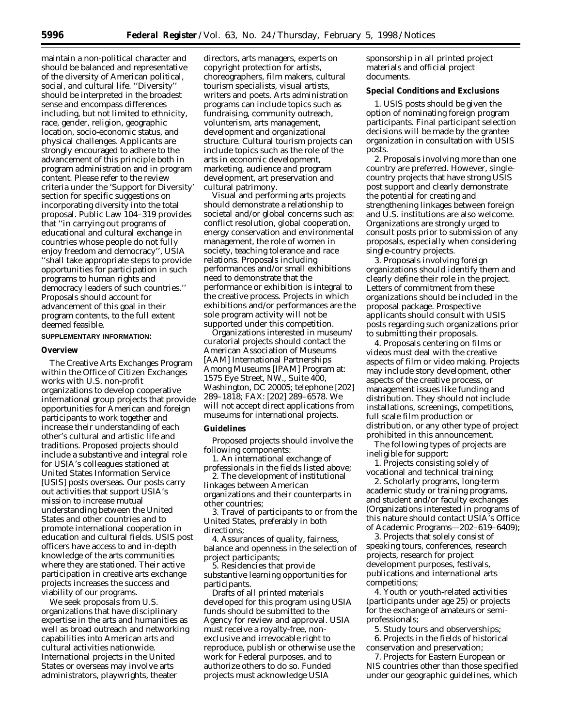maintain a non-political character and should be balanced and representative of the diversity of American political, social, and cultural life. ''Diversity'' should be interpreted in the broadest sense and encompass differences including, but not limited to ethnicity, race, gender, religion, geographic location, socio-economic status, and physical challenges. Applicants are strongly encouraged to adhere to the advancement of this principle both in program administration and in program content. Please refer to the review criteria under the 'Support for Diversity' section for specific suggestions on incorporating diversity into the total proposal. Public Law 104–319 provides that ''in carrying out programs of educational and cultural exchange in countries whose people do not fully enjoy freedom and democracy'', USIA ''shall take appropriate steps to provide opportunities for participation in such programs to human rights and democracy leaders of such countries.'' Proposals should account for advancement of this goal in their program contents, to the full extent deemed feasible.

**SUPPLEMENTARY INFORMATION:**

## Overview

The Creative Arts Exchanges Program within the Office of Citizen Exchanges works with U.S. non-profit organizations to develop cooperative international group projects that provide opportunities for American and foreign participants to work together and increase their understanding of each other's cultural and artistic life and traditions. Proposed projects should include a substantive and integral role for USIA's colleagues stationed at United States Information Service [USIS] posts overseas. Our posts carry out activities that support USIA's mission to increase mutual understanding between the United States and other countries and to promote international cooperation in education and cultural fields. USIS post officers have access to and in-depth knowledge of the arts communities where they are stationed. Their active participation in creative arts exchange projects increases the success and viability of our programs.

We seek proposals from U.S. organizations that have disciplinary expertise in the arts and humanities as well as broad outreach and networking capabilities into American arts and cultural activities nationwide. International projects in the United States or overseas may involve arts administrators, playwrights, theater directors, arts managers, experts on copyright protection for artists, choreographers, film makers, cultural tourism specialists, visual artists, writers and poets. Arts administration programs can include topics such as fundraising, community outreach, volunterism, arts management, development and organizational structure. Cultural tourism projects can include topics such as the role of the arts in economic development, marketing, audience and program development, art preservation and cultural patrimony.

Visual and performing arts projects should demonstrate a relationship to societal and/or global concerns such as: conflict resolution, global cooperation, energy conservation and environmental management, the role of women in society, teaching tolerance and race relations. Proposals including performances and/or small exhibitions need to demonstrate that the performance or exhibition is integral to the creative process. Projects in which exhibitions and/or performances are the sole program activity will not be supported under this competition.

Organizations interested in museum/curatorial projects should contact the American Association of Museums [AAM] International Partnerships Among Museums [IPAM] Program at: 1575 Eye Street, NW., Suite 400, Washington, DC 20005; telephone [202] 289–1818; FAX: [202] 289–6578. We will not accept direct applications from museums for international projects.

## Guidelines

Proposed projects should involve the following components:

1. An international exchange of professionals in the fields listed above;
2. The development of institutional linkages between American organizations and their counterparts in other countries;
3. Travel of participants to or from the United States, preferably in both directions;
4. Assurances of quality, fairness, balance and openness in the selection of project participants;
5. Residencies that provide substantive learning opportunities for participants.

Drafts of all printed materials developed for this program using USIA funds should be submitted to the Agency for review and approval. USIA must receive a royalty-free, non-exclusive and irrevocable right to reproduce, publish or otherwise use the work for Federal purposes, and to authorize others to do so. Funded projects must acknowledge USIA sponsorship in all printed project materials and official project documents.

## Special Conditions and Exclusions

1. USIS posts should be given the option of nominating foreign program participants. Final participant selection decisions will be made by the grantee organization in consultation with USIS posts.
2. Proposals involving more than one country are preferred. However, single-country projects that have strong USIS post support and clearly demonstrate the potential for creating and strengthening linkages between foreign and U.S. institutions are also welcome. Organizations are strongly urged to consult posts prior to submission of any proposals, especially when considering single-country projects.
3. Proposals involving foreign organizations should identify them and clearly define their role in the project. Letters of commitment from these organizations should be included in the proposal package. Prospective applicants should consult with USIS posts regarding such organizations prior to submitting their proposals.
4. Proposals centering on films or videos must deal with the creative aspects of film or video making. Projects may include story development, other aspects of the creative process, or management issues like funding and distribution. They should not include installations, screenings, competitions, full scale film production or distribution, or any other type of project prohibited in this announcement.

The following types of projects are ineligible for support:

1. Projects consisting solely of vocational and technical training;
2. Scholarly programs, long-term academic study or training programs, and student and/or faculty exchanges (Organizations interested in programs of this nature should contact USIA's Office of Academic Programs—202–619–6409);
3. Projects that solely consist of speaking tours, conferences, research projects, research for project development purposes, festivals, publications and international arts competitions;
4. Youth or youth-related activities (participants under age 25) or projects for the exchange of amateurs or semi-professionals;
5. Study tours and observerships;
6. Projects in the fields of historical conservation and preservation;
7. Projects for Eastern European or NIS countries other than those specified under our geographic guidelines, which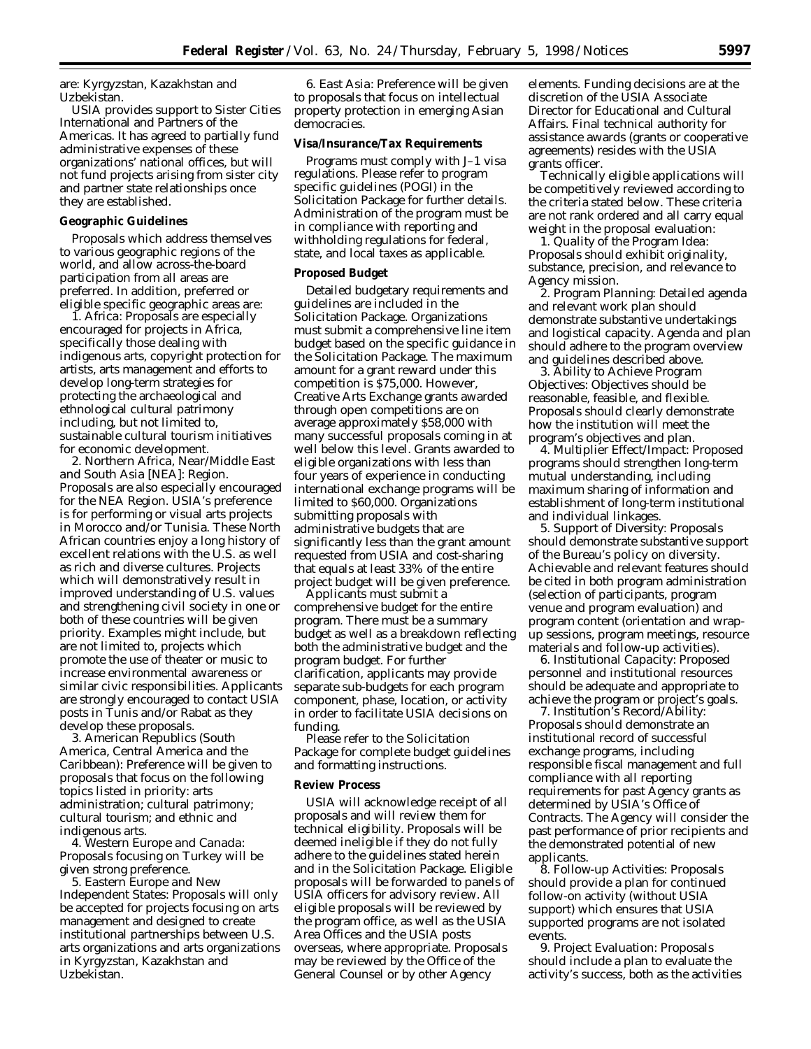are: Kyrgyzstan, Kazakhstan and Uzbekistan.

USIA provides support to Sister Cities International and Partners of the Americas. It has agreed to partially fund administrative expenses of these organizations' national offices, but will not fund projects arising from sister city and partner state relationships once they are established.

**Geographic Guidelines**

Proposals which address themselves to various geographic regions of the world, and allow across-the-board participation from all areas are preferred. In addition, preferred or eligible specific geographic areas are:

1. *Africa:* Proposals are especially encouraged for projects in Africa, specifically those dealing with indigenous arts, copyright protection for artists, arts management and efforts to develop long-term strategies for protecting the archaeological and ethnological cultural patrimony including, but not limited to, sustainable cultural tourism initiatives for economic development.

2. *Northern Africa, Near/Middle East and South Asia [NEA]: Region.* Proposals are also especially encouraged for the NEA Region. USIA's preference is for performing or visual arts projects in Morocco and/or Tunisia. These North African countries enjoy a long history of excellent relations with the U.S. as well as rich and diverse cultures. Projects which will demonstratively result in improved understanding of U.S. values and strengthening civil society in one or both of these countries will be given priority. Examples might include, but are not limited to, projects which promote the use of theater or music to increase environmental awareness or similar civic responsibilities. Applicants are strongly encouraged to contact USIA posts in Tunis and/or Rabat as they develop these proposals.

3. *American Republics (South America, Central America and the Caribbean):* Preference will be given to proposals that focus on the following topics listed in priority: arts administration; cultural patrimony; cultural tourism; and ethnic and indigenous arts.

4. *Western Europe and Canada:* Proposals focusing on Turkey will be given strong preference.

5. *Eastern Europe and New Independent States:* Proposals will only be accepted for projects focusing on arts management and designed to create institutional partnerships between U.S. arts organizations and arts organizations in Kyrgyzstan, Kazakhstan and Uzbekistan.

6. *East Asia:* Preference will be given to proposals that focus on intellectual property protection in emerging Asian democracies.

**Visa/Insurance/Tax Requirements**

Programs must comply with J–1 visa regulations. Please refer to program specific guidelines (POGI) in the Solicitation Package for further details. Administration of the program must be in compliance with reporting and withholding regulations for federal, state, and local taxes as applicable.

**Proposed Budget**

Detailed budgetary requirements and guidelines are included in the Solicitation Package. Organizations must submit a comprehensive line item budget based on the specific guidance in the Solicitation Package. The maximum amount for a grant reward under this competition is $75,000. However, Creative Arts Exchange grants awarded through open competitions are on average approximately $58,000 with many successful proposals coming in at well below this level. Grants awarded to eligible organizations with less than four years of experience in conducting international exchange programs will be limited to $60,000. Organizations submitting proposals with administrative budgets that are significantly less than the grant amount requested from USIA and cost-sharing that equals at least 33% of the entire project budget will be given preference.

Applicants must submit a comprehensive budget for the entire program. There must be a summary budget as well as a breakdown reflecting both the administrative budget and the program budget. For further clarification, applicants may provide separate sub-budgets for each program component, phase, location, or activity in order to facilitate USIA decisions on funding.

Please refer to the Solicitation Package for complete budget guidelines and formatting instructions.

**Review Process**

USIA will acknowledge receipt of all proposals and will review them for technical eligibility. Proposals will be deemed ineligible if they do not fully adhere to the guidelines stated herein and in the Solicitation Package. Eligible proposals will be forwarded to panels of USIA officers for advisory review. All eligible proposals will be reviewed by the program office, as well as the USIA Area Offices and the USIA posts overseas, where appropriate. Proposals may be reviewed by the Office of the General Counsel or by other Agency elements. Funding decisions are at the discretion of the USIA Associate Director for Educational and Cultural Affairs. Final technical authority for assistance awards (grants or cooperative agreements) resides with the USIA grants officer.

Technically eligible applications will be competitively reviewed according to the criteria stated below. These criteria are not rank ordered and all carry equal weight in the proposal evaluation:

1. *Quality of the Program Idea:* Proposals should exhibit originality, substance, precision, and relevance to Agency mission.

2. *Program Planning:* Detailed agenda and relevant work plan should demonstrate substantive undertakings and logistical capacity. Agenda and plan should adhere to the program overview and guidelines described above.

3. *Ability to Achieve Program Objectives:* Objectives should be reasonable, feasible, and flexible. Proposals should clearly demonstrate how the institution will meet the program's objectives and plan.

4. *Multiplier Effect/Impact:* Proposed programs should strengthen long-term mutual understanding, including maximum sharing of information and establishment of long-term institutional and individual linkages.

5. *Support of Diversity:* Proposals should demonstrate substantive support of the Bureau's policy on diversity. Achievable and relevant features should be cited in both program administration (selection of participants, program venue and program evaluation) and program content (orientation and wrap-up sessions, program meetings, resource materials and follow-up activities).

6. *Institutional Capacity:* Proposed personnel and institutional resources should be adequate and appropriate to achieve the program or project's goals.

7. *Institution's Record/Ability:* Proposals should demonstrate an institutional record of successful exchange programs, including responsible fiscal management and full compliance with all reporting requirements for past Agency grants as determined by USIA's Office of Contracts. The Agency will consider the past performance of prior recipients and the demonstrated potential of new applicants.

8. *Follow-up Activities:* Proposals should provide a plan for continued follow-on activity (without USIA support) which ensures that USIA supported programs are not isolated events.

9. *Project Evaluation:* Proposals should include a plan to evaluate the activity's success, both as the activities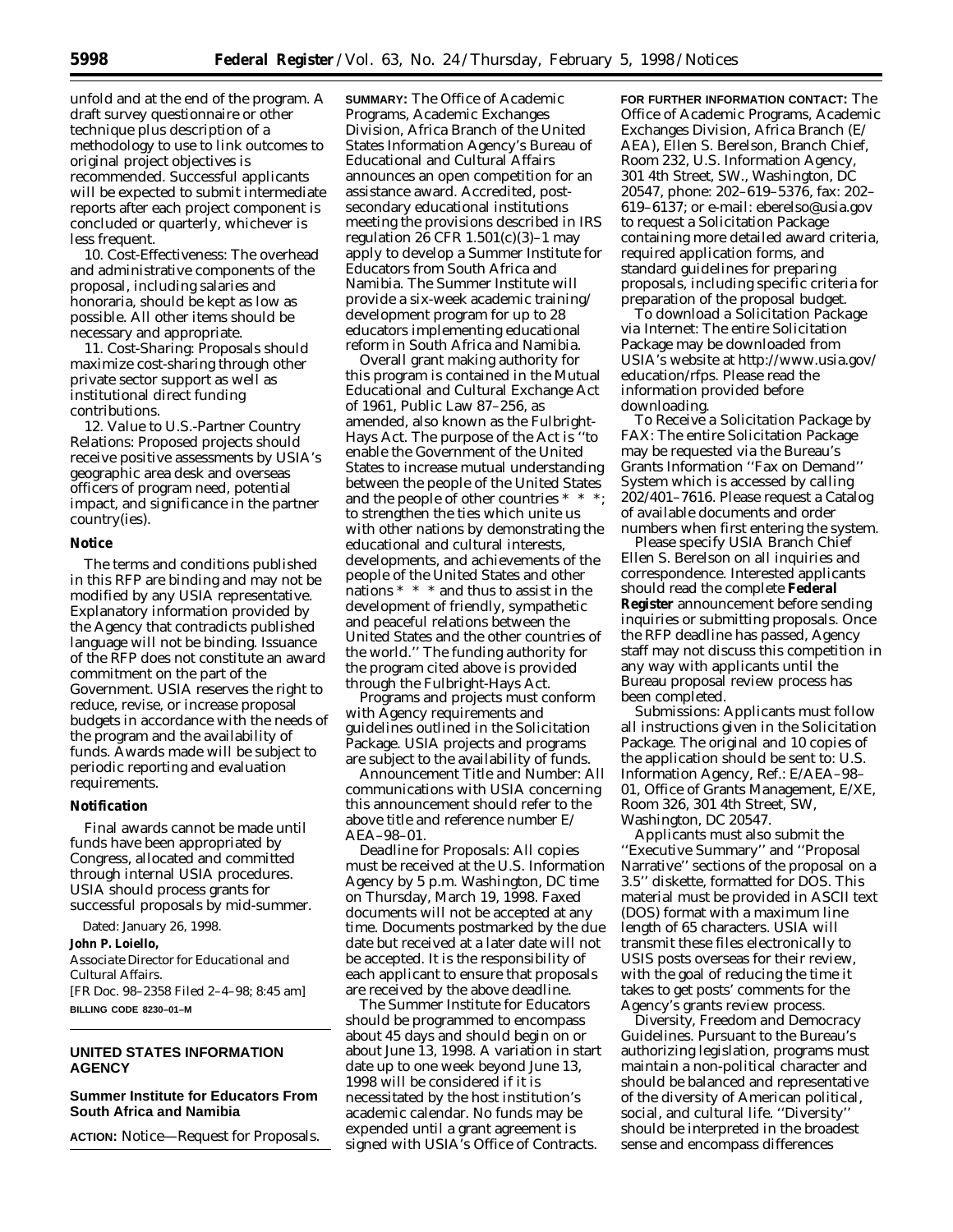unfold and at the end of the program. A draft survey questionnaire or other technique plus description of a methodology to use to link outcomes to original project objectives is recommended. Successful applicants will be expected to submit intermediate reports after each project component is concluded or quarterly, whichever is less frequent.

10. Cost-Effectiveness: The overhead and administrative components of the proposal, including salaries and honoraria, should be kept as low as possible. All other items should be necessary and appropriate.

11. Cost-Sharing: Proposals should maximize cost-sharing through other private sector support as well as institutional direct funding contributions.

12. Value to U.S.-Partner Country Relations: Proposed projects should receive positive assessments by USIA's geographic area desk and overseas officers of program need, potential impact, and significance in the partner country(ies).

### Notice

The terms and conditions published in this RFP are binding and may not be modified by any USIA representative. Explanatory information provided by the Agency that contradicts published language will not be binding. Issuance of the RFP does not constitute an award commitment on the part of the Government. USIA reserves the right to reduce, revise, or increase proposal budgets in accordance with the needs of the program and the availability of funds. Awards made will be subject to periodic reporting and evaluation requirements.

### Notification

Final awards cannot be made until funds have been appropriated by Congress, allocated and committed through internal USIA procedures. USIA should process grants for successful proposals by mid-summer.

Dated: January 26, 1998.

**John P. Loiello,**

*Associate Director for Educational and Cultural Affairs.*

[FR Doc. 98–2358 Filed 2–4–98; 8:45 am]

**BILLING CODE 8230–01–M**

## UNITED STATES INFORMATION AGENCY

## Summer Institute for Educators From South Africa and Namibia

**ACTION:** Notice—Request for Proposals.

**SUMMARY:** The Office of Academic Programs, Academic Exchanges Division, Africa Branch of the United States Information Agency's Bureau of Educational and Cultural Affairs announces an open competition for an assistance award. Accredited, post-secondary educational institutions meeting the provisions described in IRS regulation 26 CFR 1.501(c)(3)–1 may apply to develop a Summer Institute for Educators from South Africa and Namibia. The Summer Institute will provide a six-week academic training/development program for up to 28 educators implementing educational reform in South Africa and Namibia.

Overall grant making authority for this program is contained in the Mutual Educational and Cultural Exchange Act of 1961, Public Law 87–256, as amended, also known as the Fulbright-Hays Act. The purpose of the Act is ''to enable the Government of the United States to increase mutual understanding between the people of the United States and the people of other countries * * *; to strengthen the ties which unite us with other nations by demonstrating the educational and cultural interests, developments, and achievements of the people of the United States and other nations * * * and thus to assist in the development of friendly, sympathetic and peaceful relations between the United States and the other countries of the world.'' The funding authority for the program cited above is provided through the Fulbright-Hays Act.

Programs and projects must conform with Agency requirements and guidelines outlined in the Solicitation Package. USIA projects and programs are subject to the availability of funds.

*Announcement Title and Number:* All communications with USIA concerning this announcement should refer to the above title and reference number E/AEA–98–01.

*Deadline for Proposals:* All copies must be received at the U.S. Information Agency by 5 p.m. Washington, DC time on Thursday, March 19, 1998. Faxed documents will not be accepted at any time. Documents postmarked by the due date but received at a later date will not be accepted. It is the responsibility of each applicant to ensure that proposals are received by the above deadline.

The Summer Institute for Educators should be programmed to encompass about 45 days and should begin on or about June 13, 1998. A variation in start date up to one week beyond June 13, 1998 will be considered if it is necessitated by the host institution's academic calendar. No funds may be expended until a grant agreement is signed with USIA's Office of Contracts.

**FOR FURTHER INFORMATION CONTACT:** The Office of Academic Programs, Academic Exchanges Division, Africa Branch (E/AEA), Ellen S. Berelson, Branch Chief, Room 232, U.S. Information Agency, 301 4th Street, SW., Washington, DC 20547, phone: 202–619–5376, fax: 202–619–6137; or e-mail: eberelso@usia.gov to request a Solicitation Package containing more detailed award criteria, required application forms, and standard guidelines for preparing proposals, including specific criteria for preparation of the proposal budget.

*To download a Solicitation Package via Internet:* The entire Solicitation Package may be downloaded from USIA's website at http://www.usia.gov/education/rfps. Please read the information provided before downloading.

*To Receive a Solicitation Package by FAX:* The entire Solicitation Package may be requested via the Bureau's Grants Information ''Fax on Demand'' System which is accessed by calling 202/401–7616. Please request a Catalog of available documents and order numbers when first entering the system.

Please specify USIA Branch Chief Ellen S. Berelson on all inquiries and correspondence. Interested applicants should read the complete **Federal Register** announcement before sending inquiries or submitting proposals. Once the RFP deadline has passed, Agency staff may not discuss this competition in any way with applicants until the Bureau proposal review process has been completed.

*Submissions:* Applicants must follow all instructions given in the Solicitation Package. The original and 10 copies of the application should be sent to: U.S. Information Agency, Ref.: E/AEA–98–01, Office of Grants Management, E/XE, Room 326, 301 4th Street, SW, Washington, DC 20547.

Applicants must also submit the ''Executive Summary'' and ''Proposal Narrative'' sections of the proposal on a 3.5'' diskette, formatted for DOS. This material must be provided in ASCII text (DOS) format with a maximum line length of 65 characters. USIA will transmit these files electronically to USIS posts overseas for their review, with the goal of reducing the time it takes to get posts' comments for the Agency's grants review process.

*Diversity, Freedom and Democracy Guidelines.* Pursuant to the Bureau's authorizing legislation, programs must maintain a non-political character and should be balanced and representative of the diversity of American political, social, and cultural life. ''Diversity'' should be interpreted in the broadest sense and encompass differences